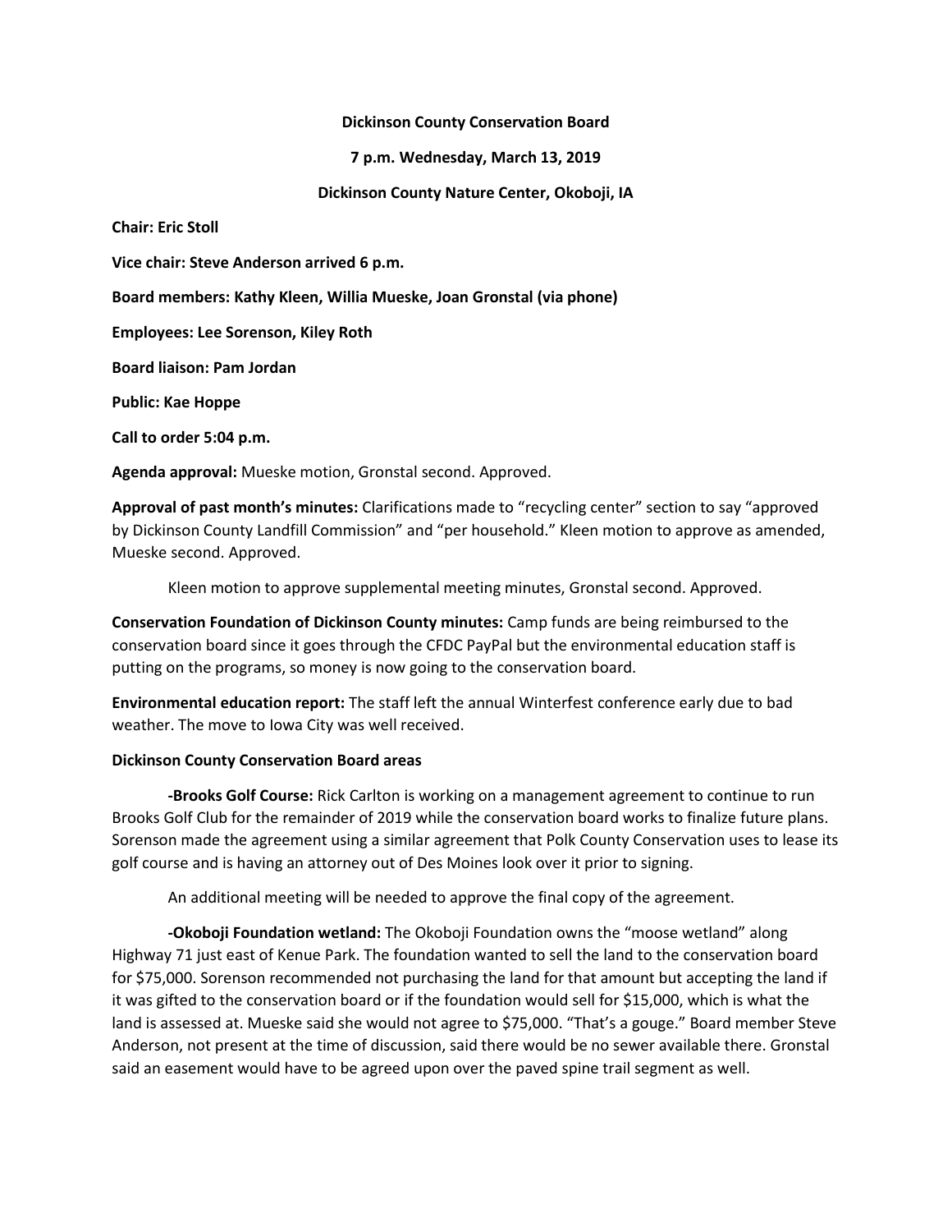**Dickinson County Conservation Board**

**7 p.m. Wednesday, March 13, 2019**

**Dickinson County Nature Center, Okoboji, IA**

**Chair: Eric Stoll**

**Vice chair: Steve Anderson arrived 6 p.m.**

**Board members: Kathy Kleen, Willia Mueske, Joan Gronstal (via phone)**

**Employees: Lee Sorenson, Kiley Roth**

**Board liaison: Pam Jordan**

**Public: Kae Hoppe**

**Call to order 5:04 p.m.**

**Agenda approval:** Mueske motion, Gronstal second. Approved.

**Approval of past month's minutes:** Clarifications made to "recycling center" section to say "approved by Dickinson County Landfill Commission" and "per household." Kleen motion to approve as amended, Mueske second. Approved.

Kleen motion to approve supplemental meeting minutes, Gronstal second. Approved.

**Conservation Foundation of Dickinson County minutes:** Camp funds are being reimbursed to the conservation board since it goes through the CFDC PayPal but the environmental education staff is putting on the programs, so money is now going to the conservation board.

**Environmental education report:** The staff left the annual Winterfest conference early due to bad weather. The move to Iowa City was well received.

**Dickinson County Conservation Board areas**

**-Brooks Golf Course:** Rick Carlton is working on a management agreement to continue to run Brooks Golf Club for the remainder of 2019 while the conservation board works to finalize future plans. Sorenson made the agreement using a similar agreement that Polk County Conservation uses to lease its golf course and is having an attorney out of Des Moines look over it prior to signing.

An additional meeting will be needed to approve the final copy of the agreement.

**-Okoboji Foundation wetland:** The Okoboji Foundation owns the "moose wetland" along Highway 71 just east of Kenue Park. The foundation wanted to sell the land to the conservation board for $75,000. Sorenson recommended not purchasing the land for that amount but accepting the land if it was gifted to the conservation board or if the foundation would sell for $15,000, which is what the land is assessed at. Mueske said she would not agree to $75,000. "That's a gouge." Board member Steve Anderson, not present at the time of discussion, said there would be no sewer available there. Gronstal said an easement would have to be agreed upon over the paved spine trail segment as well.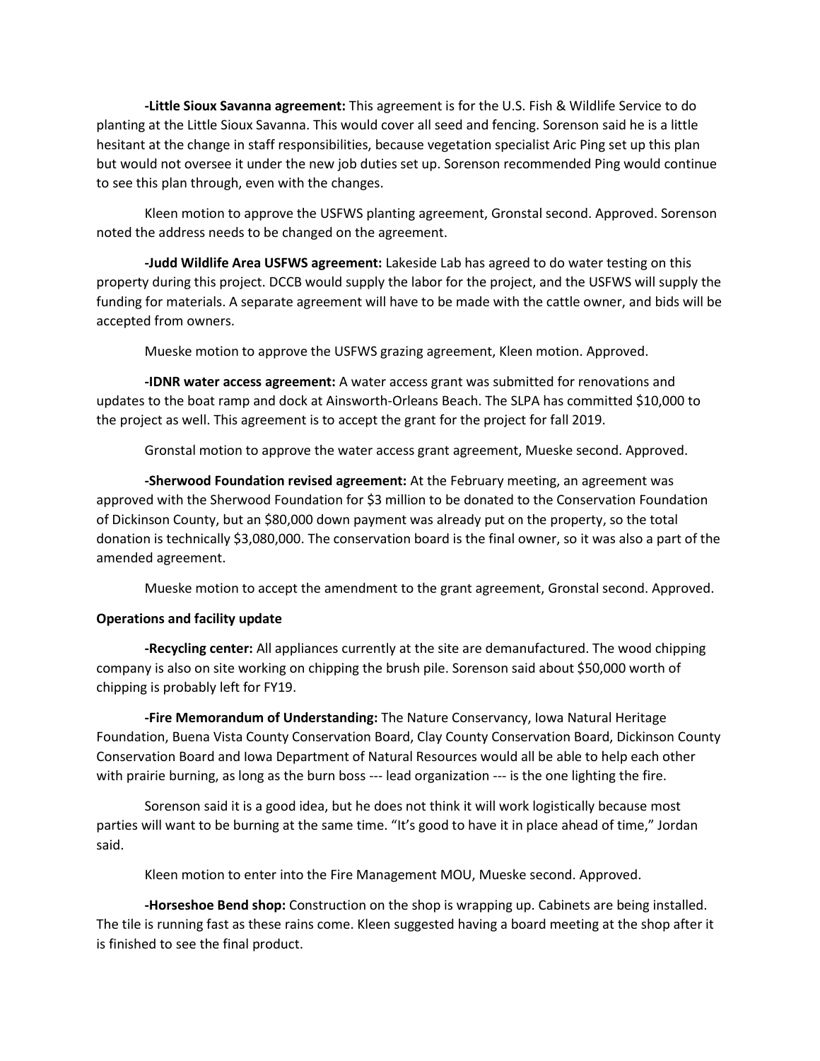**-Little Sioux Savanna agreement:** This agreement is for the U.S. Fish & Wildlife Service to do planting at the Little Sioux Savanna. This would cover all seed and fencing. Sorenson said he is a little hesitant at the change in staff responsibilities, because vegetation specialist Aric Ping set up this plan but would not oversee it under the new job duties set up. Sorenson recommended Ping would continue to see this plan through, even with the changes.

Kleen motion to approve the USFWS planting agreement, Gronstal second. Approved. Sorenson noted the address needs to be changed on the agreement.

**-Judd Wildlife Area USFWS agreement:** Lakeside Lab has agreed to do water testing on this property during this project. DCCB would supply the labor for the project, and the USFWS will supply the funding for materials. A separate agreement will have to be made with the cattle owner, and bids will be accepted from owners.

Mueske motion to approve the USFWS grazing agreement, Kleen motion. Approved.

**-IDNR water access agreement:** A water access grant was submitted for renovations and updates to the boat ramp and dock at Ainsworth-Orleans Beach. The SLPA has committed $10,000 to the project as well. This agreement is to accept the grant for the project for fall 2019.

Gronstal motion to approve the water access grant agreement, Mueske second. Approved.

**-Sherwood Foundation revised agreement:** At the February meeting, an agreement was approved with the Sherwood Foundation for $3 million to be donated to the Conservation Foundation of Dickinson County, but an $80,000 down payment was already put on the property, so the total donation is technically $3,080,000. The conservation board is the final owner, so it was also a part of the amended agreement.

Mueske motion to accept the amendment to the grant agreement, Gronstal second. Approved.

**Operations and facility update**

**-Recycling center:** All appliances currently at the site are demanufactured. The wood chipping company is also on site working on chipping the brush pile. Sorenson said about $50,000 worth of chipping is probably left for FY19.

**-Fire Memorandum of Understanding:** The Nature Conservancy, Iowa Natural Heritage Foundation, Buena Vista County Conservation Board, Clay County Conservation Board, Dickinson County Conservation Board and Iowa Department of Natural Resources would all be able to help each other with prairie burning, as long as the burn boss --- lead organization --- is the one lighting the fire.

Sorenson said it is a good idea, but he does not think it will work logistically because most parties will want to be burning at the same time. "It's good to have it in place ahead of time," Jordan said.

Kleen motion to enter into the Fire Management MOU, Mueske second. Approved.

**-Horseshoe Bend shop:** Construction on the shop is wrapping up. Cabinets are being installed. The tile is running fast as these rains come. Kleen suggested having a board meeting at the shop after it is finished to see the final product.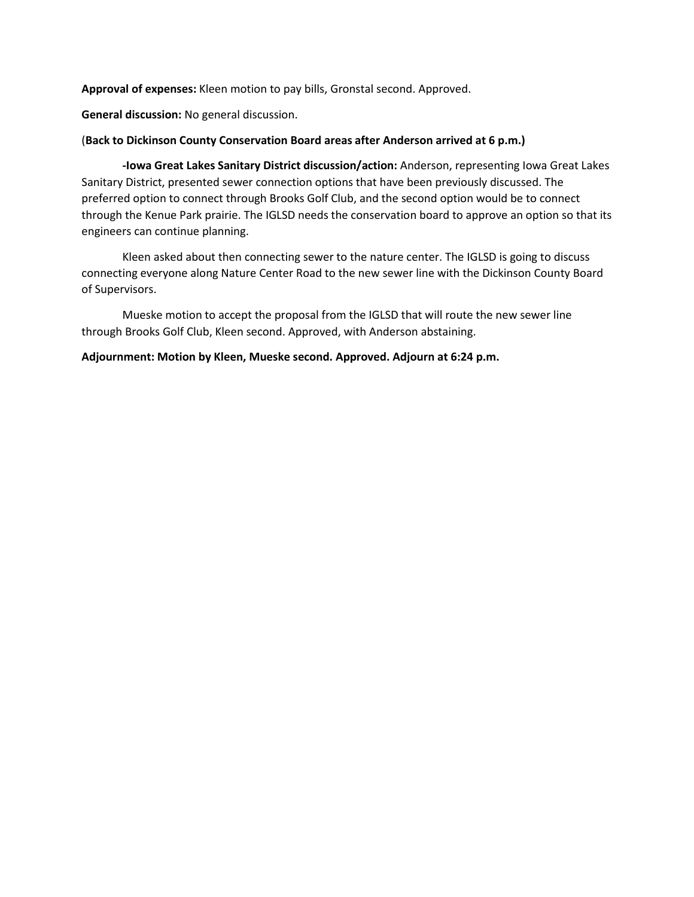**Approval of expenses:** Kleen motion to pay bills, Gronstal second. Approved.

**General discussion:** No general discussion.

(**Back to Dickinson County Conservation Board areas after Anderson arrived at 6 p.m.)**

**-Iowa Great Lakes Sanitary District discussion/action:** Anderson, representing Iowa Great Lakes Sanitary District, presented sewer connection options that have been previously discussed. The preferred option to connect through Brooks Golf Club, and the second option would be to connect through the Kenue Park prairie. The IGLSD needs the conservation board to approve an option so that its engineers can continue planning.

Kleen asked about then connecting sewer to the nature center. The IGLSD is going to discuss connecting everyone along Nature Center Road to the new sewer line with the Dickinson County Board of Supervisors.

Mueske motion to accept the proposal from the IGLSD that will route the new sewer line through Brooks Golf Club, Kleen second. Approved, with Anderson abstaining.

**Adjournment: Motion by Kleen, Mueske second. Approved. Adjourn at 6:24 p.m.**